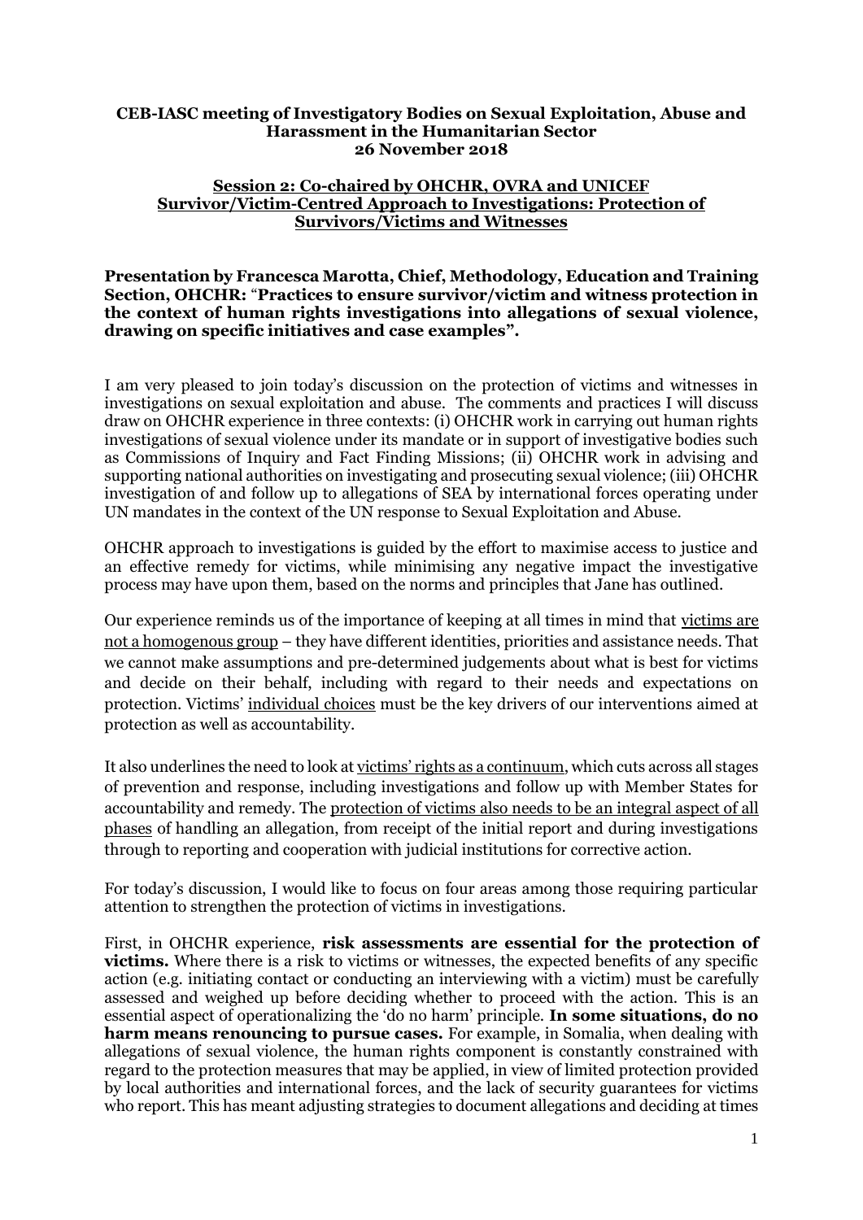**CEB-IASC meeting of Investigatory Bodies on Sexual Exploitation, Abuse and Harassment in the Humanitarian Sector**
**26 November 2018**

**Session 2: Co-chaired by OHCHR, OVRA and UNICEF**
**Survivor/Victim-Centred Approach to Investigations: Protection of Survivors/Victims and Witnesses**

**Presentation by Francesca Marotta, Chief, Methodology, Education and Training Section, OHCHR: "Practices to ensure survivor/victim and witness protection in the context of human rights investigations into allegations of sexual violence, drawing on specific initiatives and case examples".**

I am very pleased to join today's discussion on the protection of victims and witnesses in investigations on sexual exploitation and abuse. The comments and practices I will discuss draw on OHCHR experience in three contexts: (i) OHCHR work in carrying out human rights investigations of sexual violence under its mandate or in support of investigative bodies such as Commissions of Inquiry and Fact Finding Missions; (ii) OHCHR work in advising and supporting national authorities on investigating and prosecuting sexual violence; (iii) OHCHR investigation of and follow up to allegations of SEA by international forces operating under UN mandates in the context of the UN response to Sexual Exploitation and Abuse.

OHCHR approach to investigations is guided by the effort to maximise access to justice and an effective remedy for victims, while minimising any negative impact the investigative process may have upon them, based on the norms and principles that Jane has outlined.

Our experience reminds us of the importance of keeping at all times in mind that <u>victims are not a homogenous group</u> – they have different identities, priorities and assistance needs. That we cannot make assumptions and pre-determined judgements about what is best for victims and decide on their behalf, including with regard to their needs and expectations on protection. Victims' <u>individual choices</u> must be the key drivers of our interventions aimed at protection as well as accountability.

It also underlines the need to look at <u>victims' rights as a continuum</u>, which cuts across all stages of prevention and response, including investigations and follow up with Member States for accountability and remedy. The <u>protection of victims also needs to be an integral aspect of all phases</u> of handling an allegation, from receipt of the initial report and during investigations through to reporting and cooperation with judicial institutions for corrective action.

For today's discussion, I would like to focus on four areas among those requiring particular attention to strengthen the protection of victims in investigations.

First, in OHCHR experience, **risk assessments are essential for the protection of victims.** Where there is a risk to victims or witnesses, the expected benefits of any specific action (e.g. initiating contact or conducting an interviewing with a victim) must be carefully assessed and weighed up before deciding whether to proceed with the action. This is an essential aspect of operationalizing the 'do no harm' principle. **In some situations, do no harm means renouncing to pursue cases.** For example, in Somalia, when dealing with allegations of sexual violence, the human rights component is constantly constrained with regard to the protection measures that may be applied, in view of limited protection provided by local authorities and international forces, and the lack of security guarantees for victims who report. This has meant adjusting strategies to document allegations and deciding at times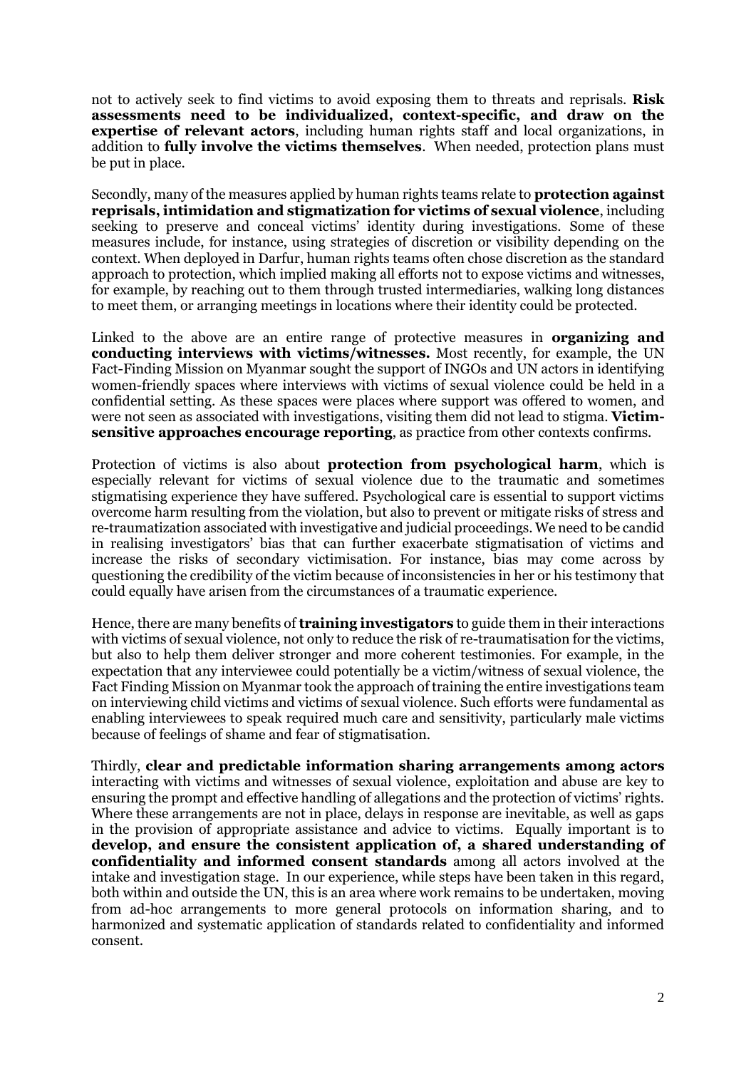not to actively seek to find victims to avoid exposing them to threats and reprisals. **Risk assessments need to be individualized, context-specific, and draw on the expertise of relevant actors**, including human rights staff and local organizations, in addition to **fully involve the victims themselves**. When needed, protection plans must be put in place.

Secondly, many of the measures applied by human rights teams relate to **protection against reprisals, intimidation and stigmatization for victims of sexual violence**, including seeking to preserve and conceal victims' identity during investigations. Some of these measures include, for instance, using strategies of discretion or visibility depending on the context. When deployed in Darfur, human rights teams often chose discretion as the standard approach to protection, which implied making all efforts not to expose victims and witnesses, for example, by reaching out to them through trusted intermediaries, walking long distances to meet them, or arranging meetings in locations where their identity could be protected.

Linked to the above are an entire range of protective measures in **organizing and conducting interviews with victims/witnesses.** Most recently, for example, the UN Fact-Finding Mission on Myanmar sought the support of INGOs and UN actors in identifying women-friendly spaces where interviews with victims of sexual violence could be held in a confidential setting. As these spaces were places where support was offered to women, and were not seen as associated with investigations, visiting them did not lead to stigma. **Victim-sensitive approaches encourage reporting**, as practice from other contexts confirms.

Protection of victims is also about **protection from psychological harm**, which is especially relevant for victims of sexual violence due to the traumatic and sometimes stigmatising experience they have suffered. Psychological care is essential to support victims overcome harm resulting from the violation, but also to prevent or mitigate risks of stress and re-traumatization associated with investigative and judicial proceedings. We need to be candid in realising investigators' bias that can further exacerbate stigmatisation of victims and increase the risks of secondary victimisation. For instance, bias may come across by questioning the credibility of the victim because of inconsistencies in her or his testimony that could equally have arisen from the circumstances of a traumatic experience.

Hence, there are many benefits of **training investigators** to guide them in their interactions with victims of sexual violence, not only to reduce the risk of re-traumatisation for the victims, but also to help them deliver stronger and more coherent testimonies. For example, in the expectation that any interviewee could potentially be a victim/witness of sexual violence, the Fact Finding Mission on Myanmar took the approach of training the entire investigations team on interviewing child victims and victims of sexual violence. Such efforts were fundamental as enabling interviewees to speak required much care and sensitivity, particularly male victims because of feelings of shame and fear of stigmatisation.

Thirdly, **clear and predictable information sharing arrangements among actors** interacting with victims and witnesses of sexual violence, exploitation and abuse are key to ensuring the prompt and effective handling of allegations and the protection of victims' rights. Where these arrangements are not in place, delays in response are inevitable, as well as gaps in the provision of appropriate assistance and advice to victims. Equally important is to **develop, and ensure the consistent application of, a shared understanding of confidentiality and informed consent standards** among all actors involved at the intake and investigation stage. In our experience, while steps have been taken in this regard, both within and outside the UN, this is an area where work remains to be undertaken, moving from ad-hoc arrangements to more general protocols on information sharing, and to harmonized and systematic application of standards related to confidentiality and informed consent.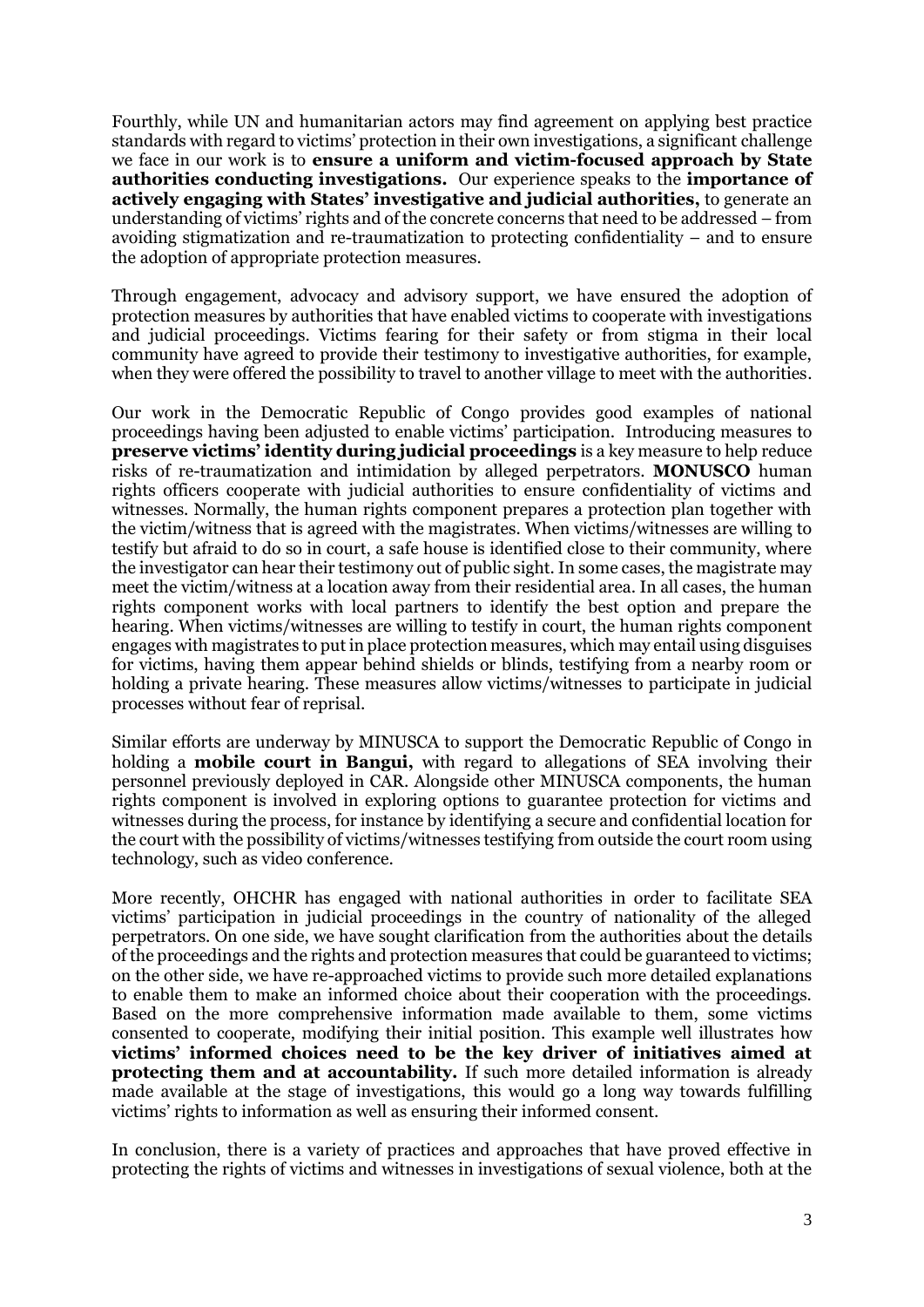Fourthly, while UN and humanitarian actors may find agreement on applying best practice standards with regard to victims' protection in their own investigations, a significant challenge we face in our work is to **ensure a uniform and victim-focused approach by State authorities conducting investigations.** Our experience speaks to the **importance of actively engaging with States' investigative and judicial authorities,** to generate an understanding of victims' rights and of the concrete concerns that need to be addressed – from avoiding stigmatization and re-traumatization to protecting confidentiality – and to ensure the adoption of appropriate protection measures.

Through engagement, advocacy and advisory support, we have ensured the adoption of protection measures by authorities that have enabled victims to cooperate with investigations and judicial proceedings. Victims fearing for their safety or from stigma in their local community have agreed to provide their testimony to investigative authorities, for example, when they were offered the possibility to travel to another village to meet with the authorities.

Our work in the Democratic Republic of Congo provides good examples of national proceedings having been adjusted to enable victims' participation. Introducing measures to **preserve victims' identity during judicial proceedings** is a key measure to help reduce risks of re-traumatization and intimidation by alleged perpetrators. **MONUSCO** human rights officers cooperate with judicial authorities to ensure confidentiality of victims and witnesses. Normally, the human rights component prepares a protection plan together with the victim/witness that is agreed with the magistrates. When victims/witnesses are willing to testify but afraid to do so in court, a safe house is identified close to their community, where the investigator can hear their testimony out of public sight. In some cases, the magistrate may meet the victim/witness at a location away from their residential area. In all cases, the human rights component works with local partners to identify the best option and prepare the hearing. When victims/witnesses are willing to testify in court, the human rights component engages with magistrates to put in place protection measures, which may entail using disguises for victims, having them appear behind shields or blinds, testifying from a nearby room or holding a private hearing. These measures allow victims/witnesses to participate in judicial processes without fear of reprisal.

Similar efforts are underway by MINUSCA to support the Democratic Republic of Congo in holding a **mobile court in Bangui,** with regard to allegations of SEA involving their personnel previously deployed in CAR. Alongside other MINUSCA components, the human rights component is involved in exploring options to guarantee protection for victims and witnesses during the process, for instance by identifying a secure and confidential location for the court with the possibility of victims/witnesses testifying from outside the court room using technology, such as video conference.

More recently, OHCHR has engaged with national authorities in order to facilitate SEA victims' participation in judicial proceedings in the country of nationality of the alleged perpetrators. On one side, we have sought clarification from the authorities about the details of the proceedings and the rights and protection measures that could be guaranteed to victims; on the other side, we have re-approached victims to provide such more detailed explanations to enable them to make an informed choice about their cooperation with the proceedings. Based on the more comprehensive information made available to them, some victims consented to cooperate, modifying their initial position. This example well illustrates how **victims' informed choices need to be the key driver of initiatives aimed at protecting them and at accountability.** If such more detailed information is already made available at the stage of investigations, this would go a long way towards fulfilling victims' rights to information as well as ensuring their informed consent.

In conclusion, there is a variety of practices and approaches that have proved effective in protecting the rights of victims and witnesses in investigations of sexual violence, both at the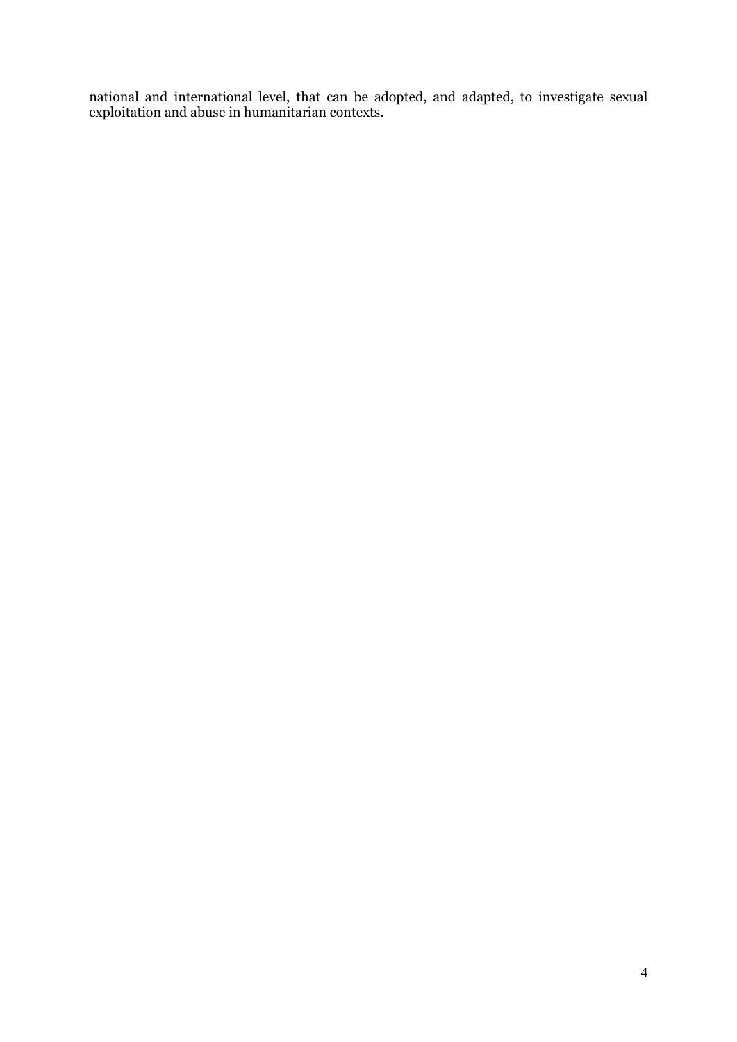national and international level, that can be adopted, and adapted, to investigate sexual exploitation and abuse in humanitarian contexts.